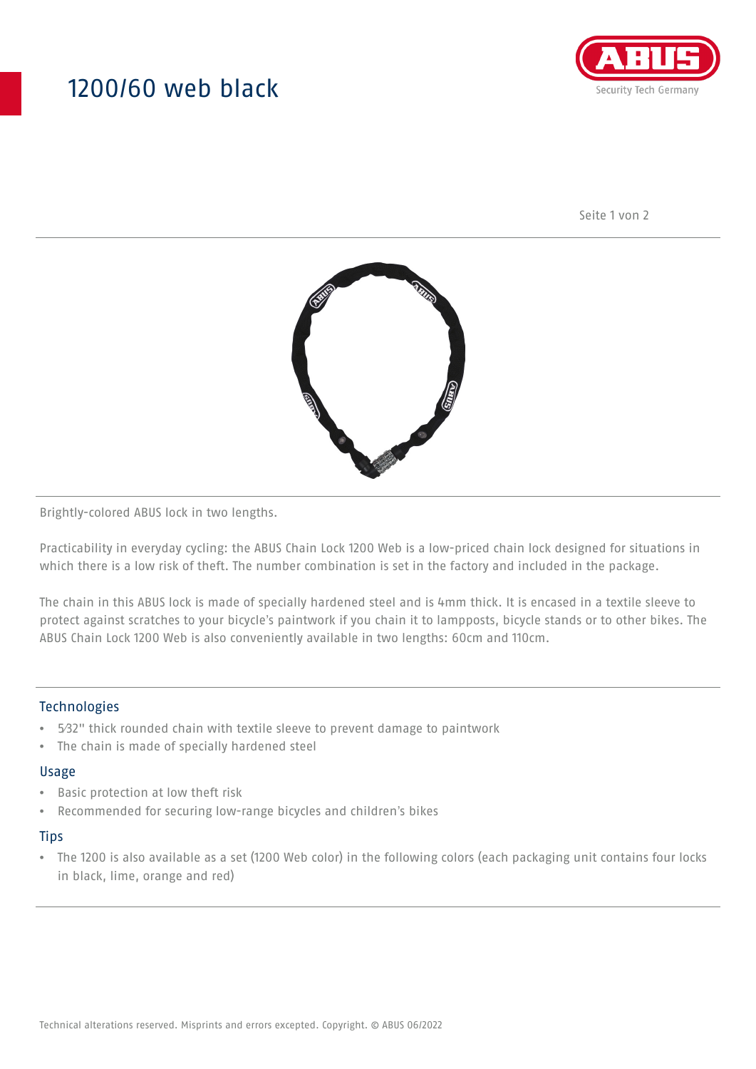# 1200/60 web black

Brightly-colored ABUS lock in two lengths.

Practicability in everyday cycling: the ABUS Chain Lock 1200 Web is a low-priced chain lock designed for situations in which there is a low risk of theft. The number combination is set in the factory and included in the package.

The chain in this ABUS lock is made of specially hardened steel and is 4mm thick. It is encased in a textile sleeve to protect against scratches to your bicycle's paintwork if you chain it to lampposts, bicycle stands or to other bikes. The ABUS Chain Lock 1200 Web is also conveniently available in two lengths: 60cm and 110cm.

## Technologies

- 5⁄32" thick rounded chain with textile sleeve to prevent damage to paintwork
- The chain is made of specially hardened steel

## Usage

- Basic protection at low theft risk
- Recommended for securing low-range bicycles and children's bikes

## Tips

- The 1200 is also available as a set (1200 Web color) in the following colors (each packaging unit contains four locks in black, lime, orange and red)

Technical alterations reserved. Misprints and errors excepted. Copyright. © ABUS 06/2022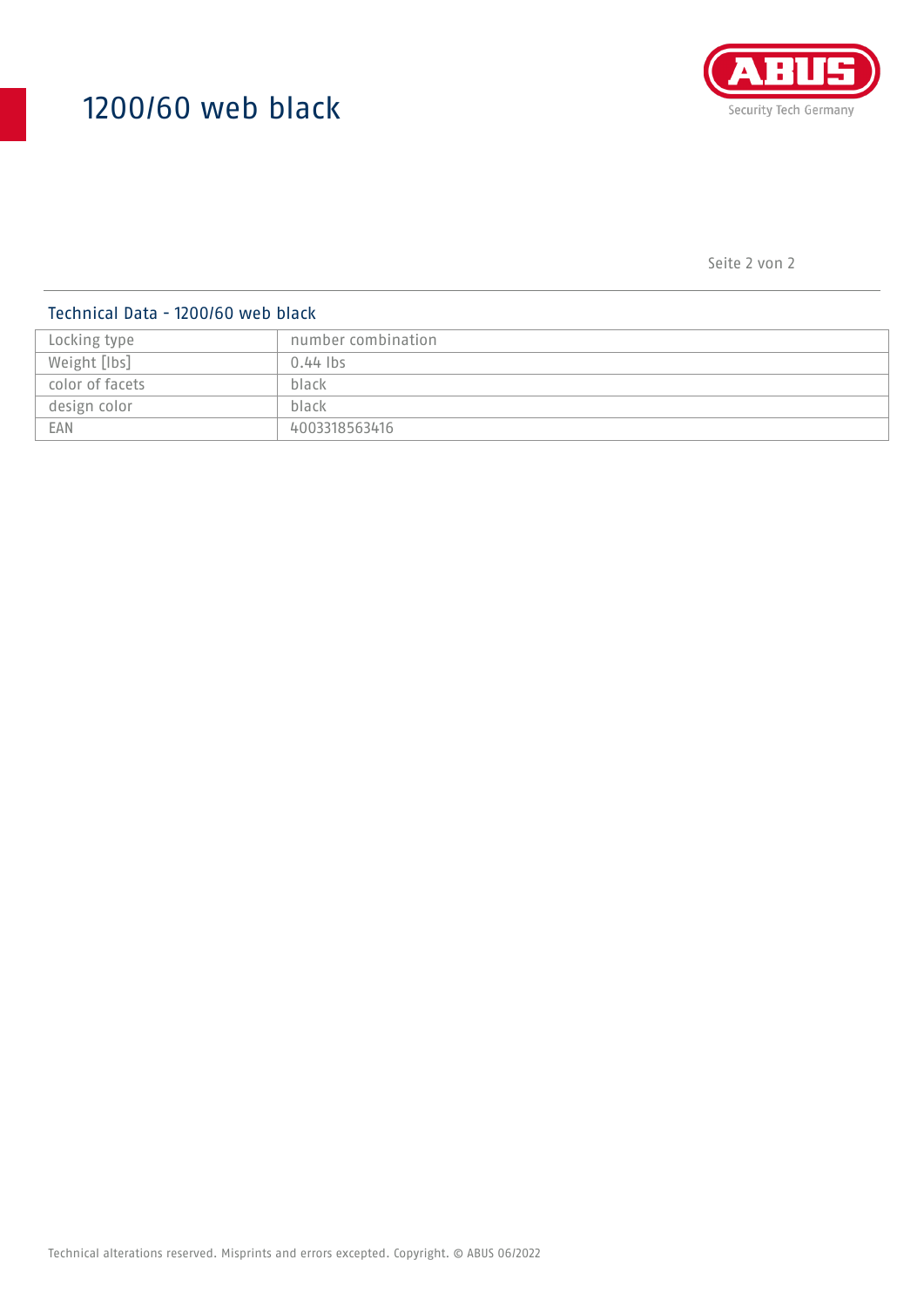# 1200/60 web black

## Technical Data - 1200/60 web black

| | |
|---|---|
| Locking type | number combination |
| Weight [lbs] | 0.44 lbs |
| color of facets | black |
| design color | black |
| EAN | 4003318563416 |

Technical alterations reserved. Misprints and errors excepted. Copyright. © ABUS 06/2022